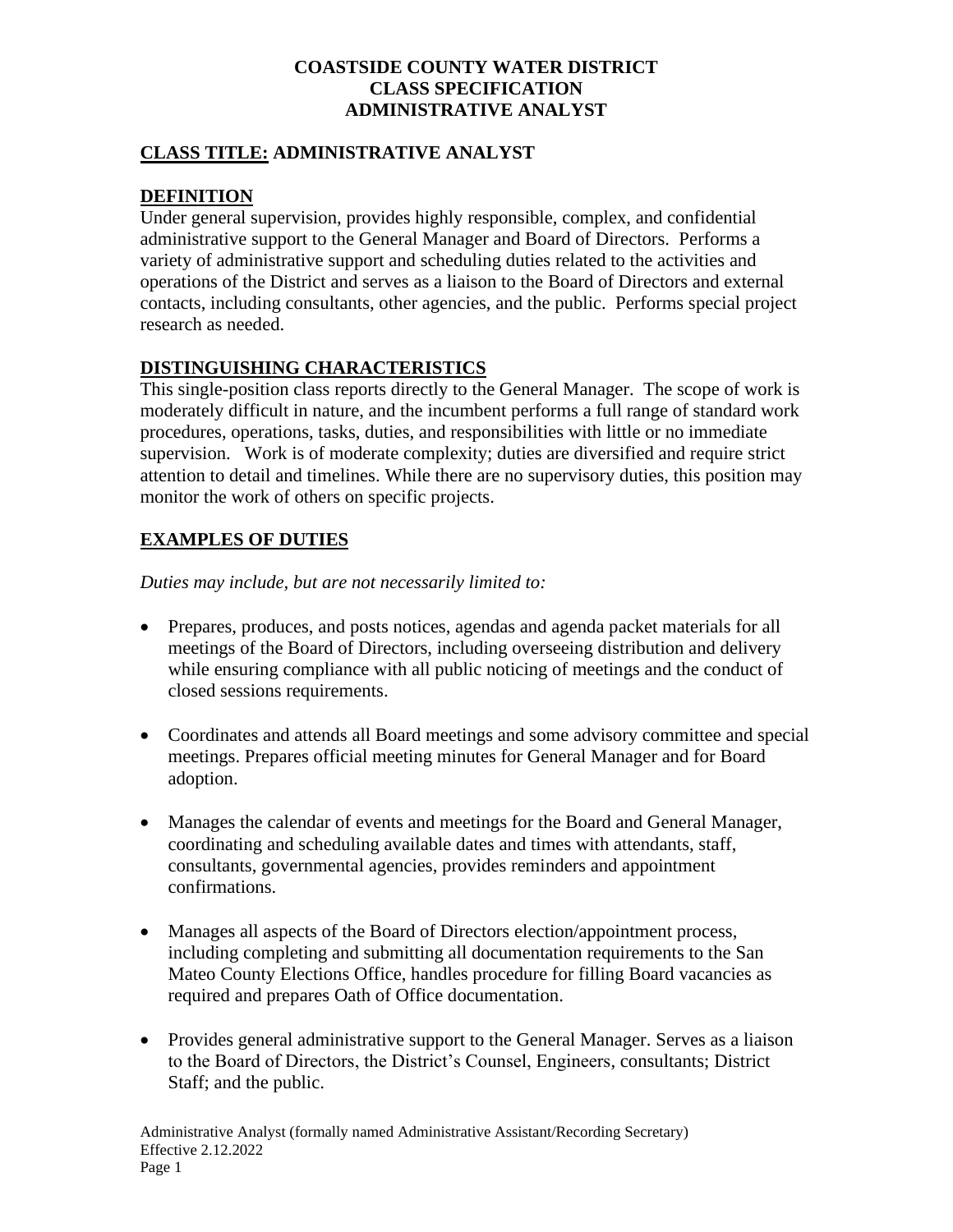# COASTSIDE COUNTY WATER DISTRICT
# CLASS SPECIFICATION
# ADMINISTRATIVE ANALYST

## CLASS TITLE: ADMINISTRATIVE ANALYST

## DEFINITION

Under general supervision, provides highly responsible, complex, and confidential administrative support to the General Manager and Board of Directors. Performs a variety of administrative support and scheduling duties related to the activities and operations of the District and serves as a liaison to the Board of Directors and external contacts, including consultants, other agencies, and the public. Performs special project research as needed.

## DISTINGUISHING CHARACTERISTICS

This single-position class reports directly to the General Manager. The scope of work is moderately difficult in nature, and the incumbent performs a full range of standard work procedures, operations, tasks, duties, and responsibilities with little or no immediate supervision. Work is of moderate complexity; duties are diversified and require strict attention to detail and timelines. While there are no supervisory duties, this position may monitor the work of others on specific projects.

## EXAMPLES OF DUTIES

*Duties may include, but are not necessarily limited to:*

- Prepares, produces, and posts notices, agendas and agenda packet materials for all meetings of the Board of Directors, including overseeing distribution and delivery while ensuring compliance with all public noticing of meetings and the conduct of closed sessions requirements.

- Coordinates and attends all Board meetings and some advisory committee and special meetings. Prepares official meeting minutes for General Manager and for Board adoption.

- Manages the calendar of events and meetings for the Board and General Manager, coordinating and scheduling available dates and times with attendants, staff, consultants, governmental agencies, provides reminders and appointment confirmations.

- Manages all aspects of the Board of Directors election/appointment process, including completing and submitting all documentation requirements to the San Mateo County Elections Office, handles procedure for filling Board vacancies as required and prepares Oath of Office documentation.

- Provides general administrative support to the General Manager. Serves as a liaison to the Board of Directors, the District's Counsel, Engineers, consultants; District Staff; and the public.

Administrative Analyst (formally named Administrative Assistant/Recording Secretary)
Effective 2.12.2022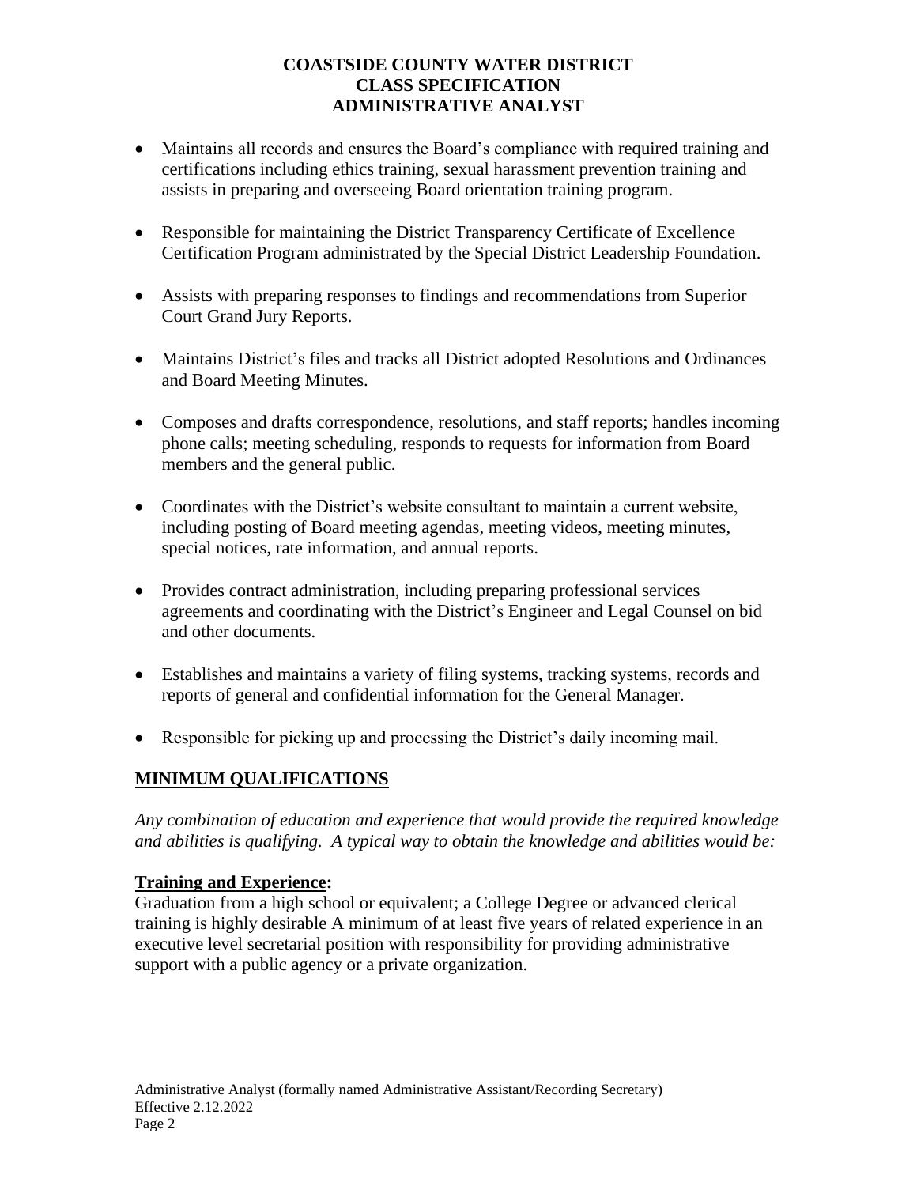- Maintains all records and ensures the Board's compliance with required training and certifications including ethics training, sexual harassment prevention training and assists in preparing and overseeing Board orientation training program.

- Responsible for maintaining the District Transparency Certificate of Excellence Certification Program administrated by the Special District Leadership Foundation.

- Assists with preparing responses to findings and recommendations from Superior Court Grand Jury Reports.

- Maintains District's files and tracks all District adopted Resolutions and Ordinances and Board Meeting Minutes.

- Composes and drafts correspondence, resolutions, and staff reports; handles incoming phone calls; meeting scheduling, responds to requests for information from Board members and the general public.

- Coordinates with the District's website consultant to maintain a current website, including posting of Board meeting agendas, meeting videos, meeting minutes, special notices, rate information, and annual reports.

- Provides contract administration, including preparing professional services agreements and coordinating with the District's Engineer and Legal Counsel on bid and other documents.

- Establishes and maintains a variety of filing systems, tracking systems, records and reports of general and confidential information for the General Manager.

- Responsible for picking up and processing the District's daily incoming mail.

## MINIMUM QUALIFICATIONS

*Any combination of education and experience that would provide the required knowledge and abilities is qualifying. A typical way to obtain the knowledge and abilities would be:*

**Training and Experience:**

Graduation from a high school or equivalent; a College Degree or advanced clerical training is highly desirable A minimum of at least five years of related experience in an executive level secretarial position with responsibility for providing administrative support with a public agency or a private organization.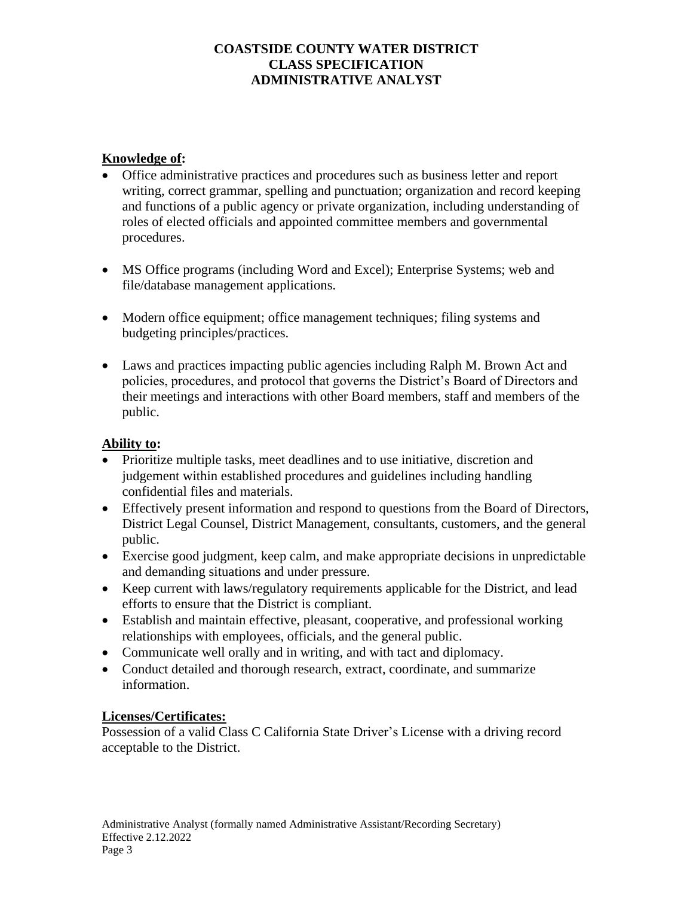**Knowledge of:**

- Office administrative practices and procedures such as business letter and report writing, correct grammar, spelling and punctuation; organization and record keeping and functions of a public agency or private organization, including understanding of roles of elected officials and appointed committee members and governmental procedures.
- MS Office programs (including Word and Excel); Enterprise Systems; web and file/database management applications.
- Modern office equipment; office management techniques; filing systems and budgeting principles/practices.
- Laws and practices impacting public agencies including Ralph M. Brown Act and policies, procedures, and protocol that governs the District's Board of Directors and their meetings and interactions with other Board members, staff and members of the public.

**Ability to:**

- Prioritize multiple tasks, meet deadlines and to use initiative, discretion and judgement within established procedures and guidelines including handling confidential files and materials.
- Effectively present information and respond to questions from the Board of Directors, District Legal Counsel, District Management, consultants, customers, and the general public.
- Exercise good judgment, keep calm, and make appropriate decisions in unpredictable and demanding situations and under pressure.
- Keep current with laws/regulatory requirements applicable for the District, and lead efforts to ensure that the District is compliant.
- Establish and maintain effective, pleasant, cooperative, and professional working relationships with employees, officials, and the general public.
- Communicate well orally and in writing, and with tact and diplomacy.
- Conduct detailed and thorough research, extract, coordinate, and summarize information.

**Licenses/Certificates:**

Possession of a valid Class C California State Driver's License with a driving record acceptable to the District.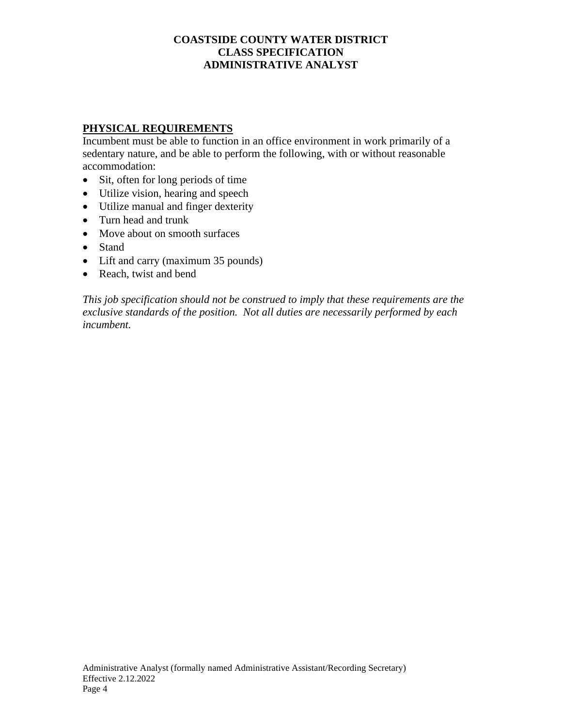## PHYSICAL REQUIREMENTS

Incumbent must be able to function in an office environment in work primarily of a sedentary nature, and be able to perform the following, with or without reasonable accommodation:

- Sit, often for long periods of time
- Utilize vision, hearing and speech
- Utilize manual and finger dexterity
- Turn head and trunk
- Move about on smooth surfaces
- Stand
- Lift and carry (maximum 35 pounds)
- Reach, twist and bend

*This job specification should not be construed to imply that these requirements are the exclusive standards of the position. Not all duties are necessarily performed by each incumbent.*